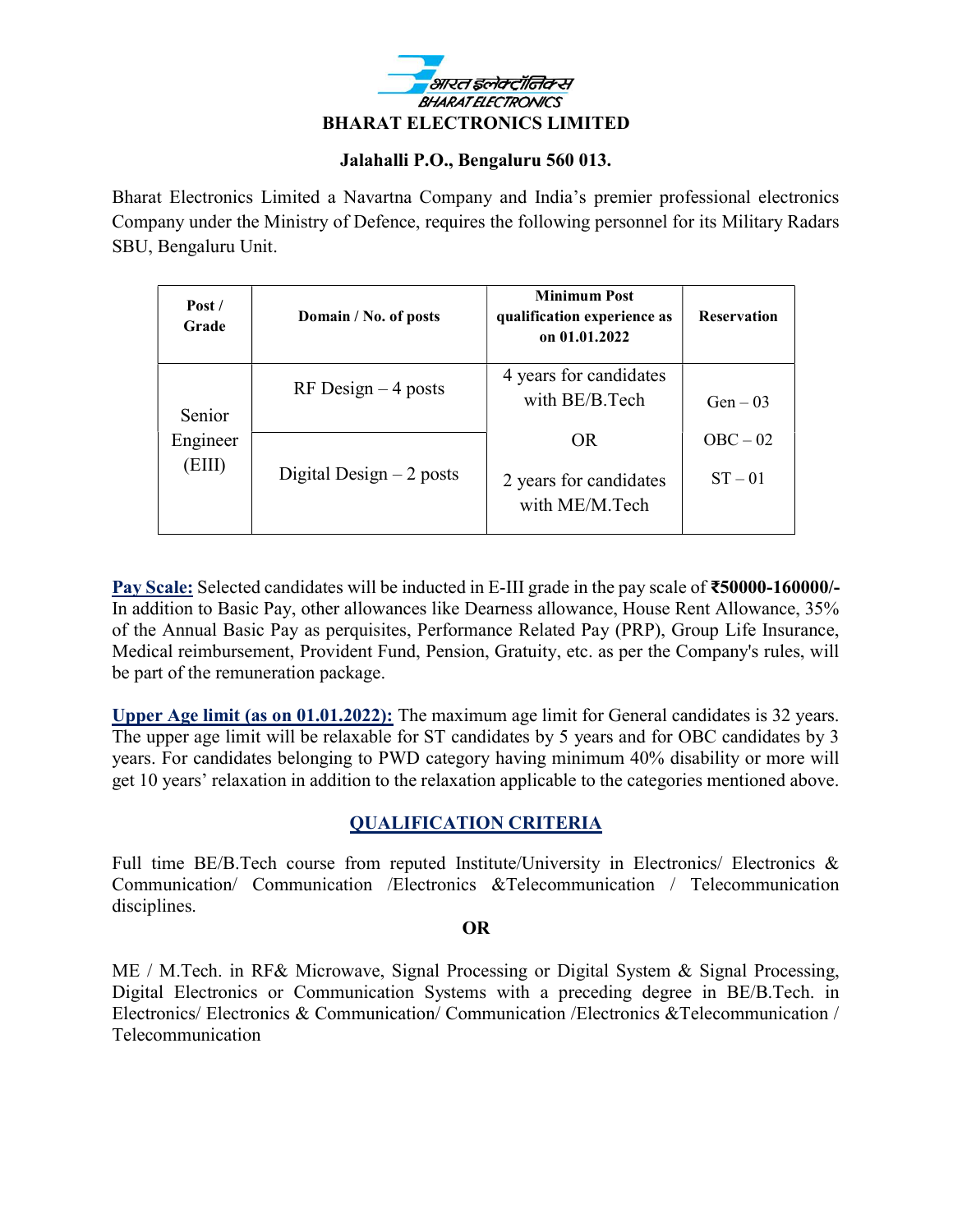भारत इलेक्ट्रॉनिक्स
BHARAT ELECTRONICS

# BHARAT ELECTRONICS LIMITED

**Jalahalli P.O., Bengaluru 560 013.**

Bharat Electronics Limited a Navartna Company and India's premier professional electronics Company under the Ministry of Defence, requires the following personnel for its Military Radars SBU, Bengaluru Unit.

| Post / Grade | Domain / No. of posts | Minimum Post qualification experience as on 01.01.2022 | Reservation |
|---|---|---|---|
| Senior Engineer (EIII) | RF Design – 4 posts | 4 years for candidates with BE/B.Tech OR 2 years for candidates with ME/M.Tech | Gen – 03 OBC – 02 ST – 01 |
| | Digital Design – 2 posts | | |

**Pay Scale:** Selected candidates will be inducted in E-III grade in the pay scale of **₹50000-160000/-** In addition to Basic Pay, other allowances like Dearness allowance, House Rent Allowance, 35% of the Annual Basic Pay as perquisites, Performance Related Pay (PRP), Group Life Insurance, Medical reimbursement, Provident Fund, Pension, Gratuity, etc. as per the Company's rules, will be part of the remuneration package.

**Upper Age limit (as on 01.01.2022):** The maximum age limit for General candidates is 32 years. The upper age limit will be relaxable for ST candidates by 5 years and for OBC candidates by 3 years. For candidates belonging to PWD category having minimum 40% disability or more will get 10 years' relaxation in addition to the relaxation applicable to the categories mentioned above.

## QUALIFICATION CRITERIA

Full time BE/B.Tech course from reputed Institute/University in Electronics/ Electronics & Communication/ Communication /Electronics &Telecommunication / Telecommunication disciplines.

**OR**

ME / M.Tech. in RF& Microwave, Signal Processing or Digital System & Signal Processing, Digital Electronics or Communication Systems with a preceding degree in BE/B.Tech. in Electronics/ Electronics & Communication/ Communication /Electronics &Telecommunication / Telecommunication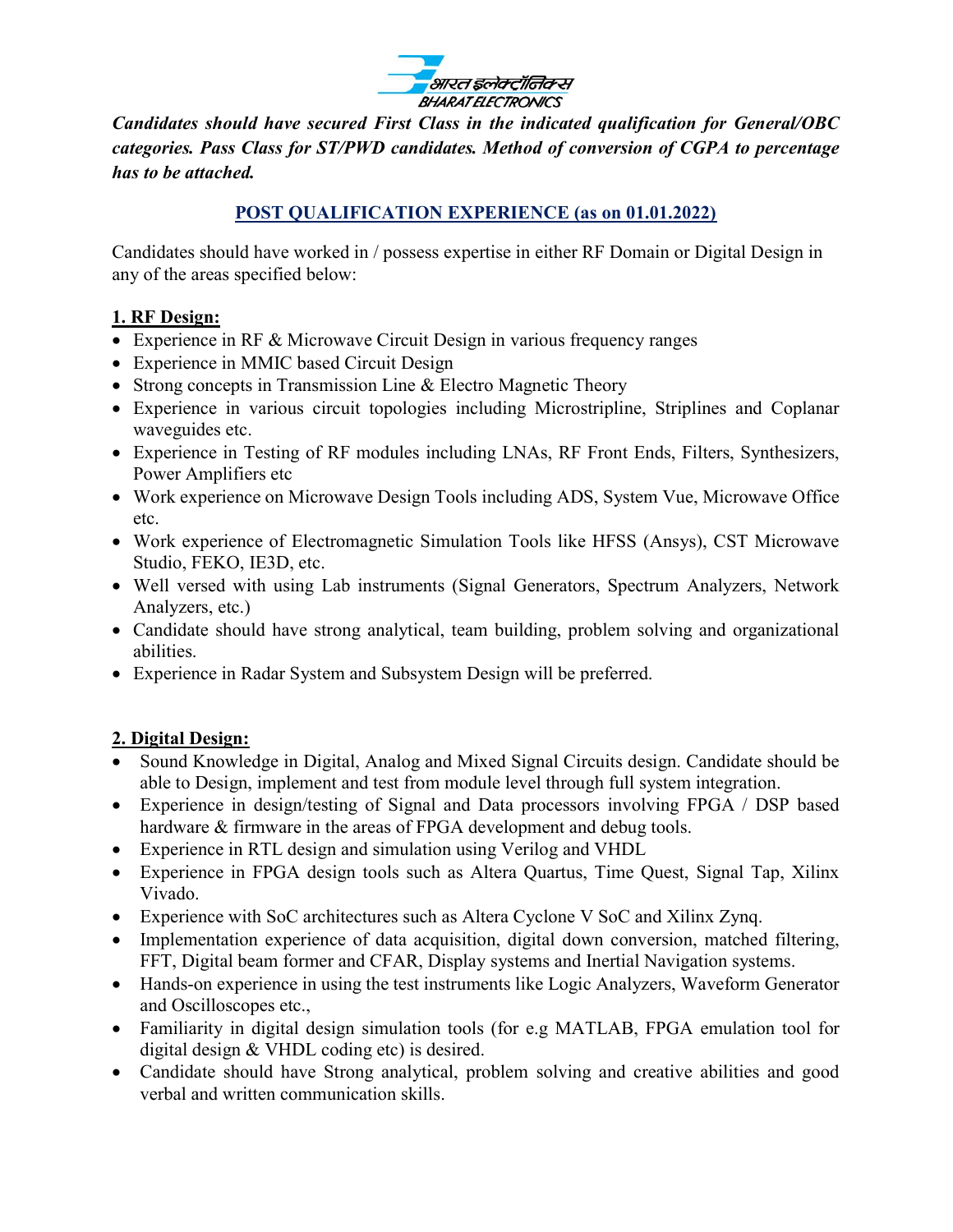***Candidates should have secured First Class in the indicated qualification for General/OBC categories. Pass Class for ST/PWD candidates. Method of conversion of CGPA to percentage has to be attached.***

## POST QUALIFICATION EXPERIENCE (as on 01.01.2022)

Candidates should have worked in / possess expertise in either RF Domain or Digital Design in any of the areas specified below:

### 1. RF Design:

- Experience in RF & Microwave Circuit Design in various frequency ranges
- Experience in MMIC based Circuit Design
- Strong concepts in Transmission Line & Electro Magnetic Theory
- Experience in various circuit topologies including Microstripline, Striplines and Coplanar waveguides etc.
- Experience in Testing of RF modules including LNAs, RF Front Ends, Filters, Synthesizers, Power Amplifiers etc
- Work experience on Microwave Design Tools including ADS, System Vue, Microwave Office etc.
- Work experience of Electromagnetic Simulation Tools like HFSS (Ansys), CST Microwave Studio, FEKO, IE3D, etc.
- Well versed with using Lab instruments (Signal Generators, Spectrum Analyzers, Network Analyzers, etc.)
- Candidate should have strong analytical, team building, problem solving and organizational abilities.
- Experience in Radar System and Subsystem Design will be preferred.

### 2. Digital Design:

- Sound Knowledge in Digital, Analog and Mixed Signal Circuits design. Candidate should be able to Design, implement and test from module level through full system integration.
- Experience in design/testing of Signal and Data processors involving FPGA / DSP based hardware & firmware in the areas of FPGA development and debug tools.
- Experience in RTL design and simulation using Verilog and VHDL
- Experience in FPGA design tools such as Altera Quartus, Time Quest, Signal Tap, Xilinx Vivado.
- Experience with SoC architectures such as Altera Cyclone V SoC and Xilinx Zynq.
- Implementation experience of data acquisition, digital down conversion, matched filtering, FFT, Digital beam former and CFAR, Display systems and Inertial Navigation systems.
- Hands-on experience in using the test instruments like Logic Analyzers, Waveform Generator and Oscilloscopes etc.,
- Familiarity in digital design simulation tools (for e.g MATLAB, FPGA emulation tool for digital design & VHDL coding etc) is desired.
- Candidate should have Strong analytical, problem solving and creative abilities and good verbal and written communication skills.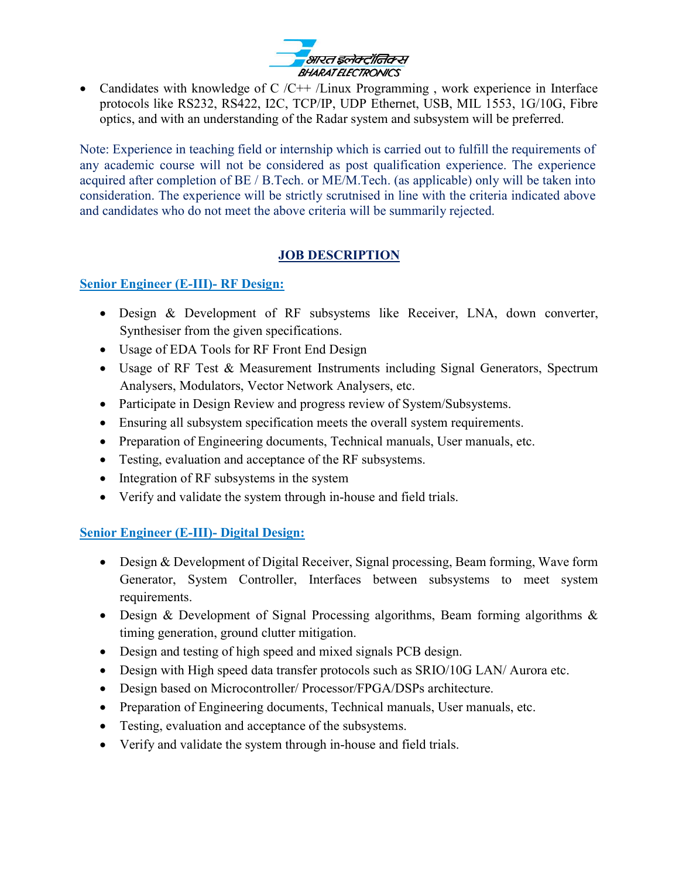- Candidates with knowledge of C /C++ /Linux Programming , work experience in Interface protocols like RS232, RS422, I2C, TCP/IP, UDP Ethernet, USB, MIL 1553, 1G/10G, Fibre optics, and with an understanding of the Radar system and subsystem will be preferred.

Note: Experience in teaching field or internship which is carried out to fulfill the requirements of any academic course will not be considered as post qualification experience. The experience acquired after completion of BE / B.Tech. or ME/M.Tech. (as applicable) only will be taken into consideration. The experience will be strictly scrutinised in line with the criteria indicated above and candidates who do not meet the above criteria will be summarily rejected.

## JOB DESCRIPTION

### Senior Engineer (E-III)- RF Design:

- Design & Development of RF subsystems like Receiver, LNA, down converter, Synthesiser from the given specifications.
- Usage of EDA Tools for RF Front End Design
- Usage of RF Test & Measurement Instruments including Signal Generators, Spectrum Analysers, Modulators, Vector Network Analysers, etc.
- Participate in Design Review and progress review of System/Subsystems.
- Ensuring all subsystem specification meets the overall system requirements.
- Preparation of Engineering documents, Technical manuals, User manuals, etc.
- Testing, evaluation and acceptance of the RF subsystems.
- Integration of RF subsystems in the system
- Verify and validate the system through in-house and field trials.

### Senior Engineer (E-III)- Digital Design:

- Design & Development of Digital Receiver, Signal processing, Beam forming, Wave form Generator, System Controller, Interfaces between subsystems to meet system requirements.
- Design & Development of Signal Processing algorithms, Beam forming algorithms & timing generation, ground clutter mitigation.
- Design and testing of high speed and mixed signals PCB design.
- Design with High speed data transfer protocols such as SRIO/10G LAN/ Aurora etc.
- Design based on Microcontroller/ Processor/FPGA/DSPs architecture.
- Preparation of Engineering documents, Technical manuals, User manuals, etc.
- Testing, evaluation and acceptance of the subsystems.
- Verify and validate the system through in-house and field trials.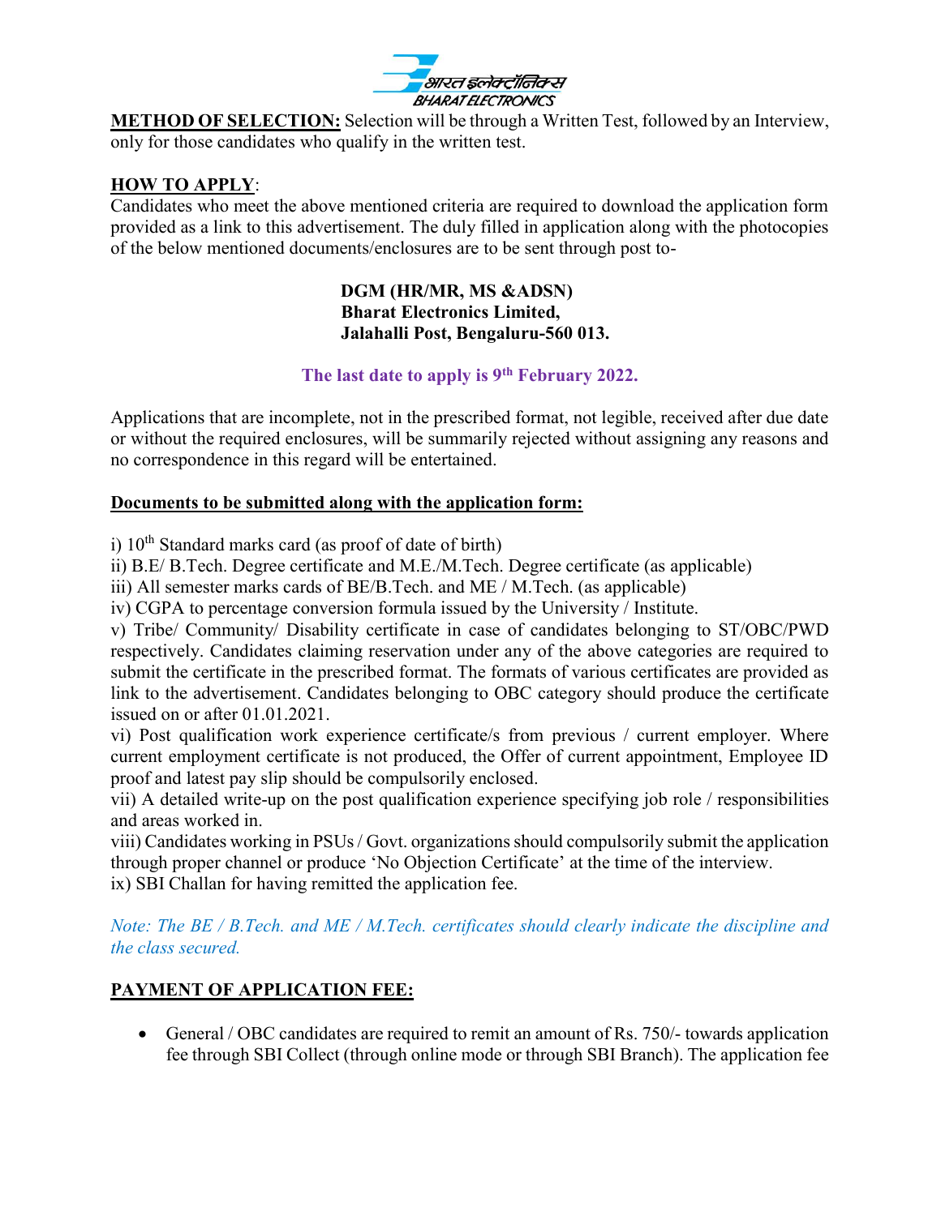**METHOD OF SELECTION:** Selection will be through a Written Test, followed by an Interview, only for those candidates who qualify in the written test.

**HOW TO APPLY**:

Candidates who meet the above mentioned criteria are required to download the application form provided as a link to this advertisement. The duly filled in application along with the photocopies of the below mentioned documents/enclosures are to be sent through post to-

**DGM (HR/MR, MS &ADSN)**
**Bharat Electronics Limited,**
**Jalahalli Post, Bengaluru-560 013.**

**The last date to apply is 9th February 2022.**

Applications that are incomplete, not in the prescribed format, not legible, received after due date or without the required enclosures, will be summarily rejected without assigning any reasons and no correspondence in this regard will be entertained.

**Documents to be submitted along with the application form:**

i) 10th Standard marks card (as proof of date of birth)
ii) B.E/ B.Tech. Degree certificate and M.E./M.Tech. Degree certificate (as applicable)
iii) All semester marks cards of BE/B.Tech. and ME / M.Tech. (as applicable)
iv) CGPA to percentage conversion formula issued by the University / Institute.
v) Tribe/ Community/ Disability certificate in case of candidates belonging to ST/OBC/PWD respectively. Candidates claiming reservation under any of the above categories are required to submit the certificate in the prescribed format. The formats of various certificates are provided as link to the advertisement. Candidates belonging to OBC category should produce the certificate issued on or after 01.01.2021.
vi) Post qualification work experience certificate/s from previous / current employer. Where current employment certificate is not produced, the Offer of current appointment, Employee ID proof and latest pay slip should be compulsorily enclosed.
vii) A detailed write-up on the post qualification experience specifying job role / responsibilities and areas worked in.
viii) Candidates working in PSUs / Govt. organizations should compulsorily submit the application through proper channel or produce 'No Objection Certificate' at the time of the interview.
ix) SBI Challan for having remitted the application fee.

*Note: The BE / B.Tech. and ME / M.Tech. certificates should clearly indicate the discipline and the class secured.*

**PAYMENT OF APPLICATION FEE:**

- General / OBC candidates are required to remit an amount of Rs. 750/- towards application fee through SBI Collect (through online mode or through SBI Branch). The application fee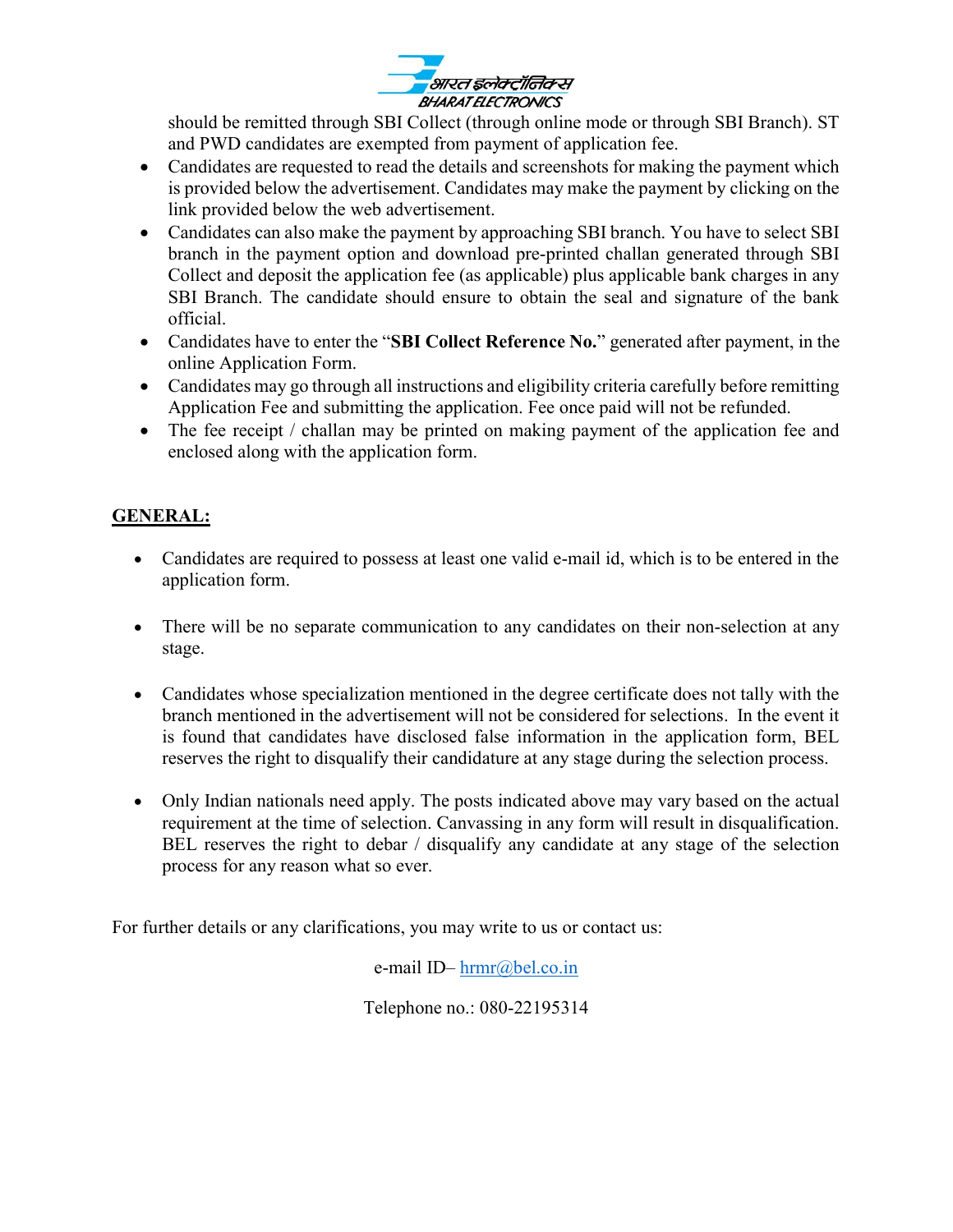should be remitted through SBI Collect (through online mode or through SBI Branch). ST and PWD candidates are exempted from payment of application fee.

- Candidates are requested to read the details and screenshots for making the payment which is provided below the advertisement. Candidates may make the payment by clicking on the link provided below the web advertisement.
- Candidates can also make the payment by approaching SBI branch. You have to select SBI branch in the payment option and download pre-printed challan generated through SBI Collect and deposit the application fee (as applicable) plus applicable bank charges in any SBI Branch. The candidate should ensure to obtain the seal and signature of the bank official.
- Candidates have to enter the "**SBI Collect Reference No.**" generated after payment, in the online Application Form.
- Candidates may go through all instructions and eligibility criteria carefully before remitting Application Fee and submitting the application. Fee once paid will not be refunded.
- The fee receipt / challan may be printed on making payment of the application fee and enclosed along with the application form.

## GENERAL:

- Candidates are required to possess at least one valid e-mail id, which is to be entered in the application form.
- There will be no separate communication to any candidates on their non-selection at any stage.
- Candidates whose specialization mentioned in the degree certificate does not tally with the branch mentioned in the advertisement will not be considered for selections. In the event it is found that candidates have disclosed false information in the application form, BEL reserves the right to disqualify their candidature at any stage during the selection process.
- Only Indian nationals need apply. The posts indicated above may vary based on the actual requirement at the time of selection. Canvassing in any form will result in disqualification. BEL reserves the right to debar / disqualify any candidate at any stage of the selection process for any reason what so ever.

For further details or any clarifications, you may write to us or contact us:

e-mail ID– hrmr@bel.co.in

Telephone no.: 080-22195314